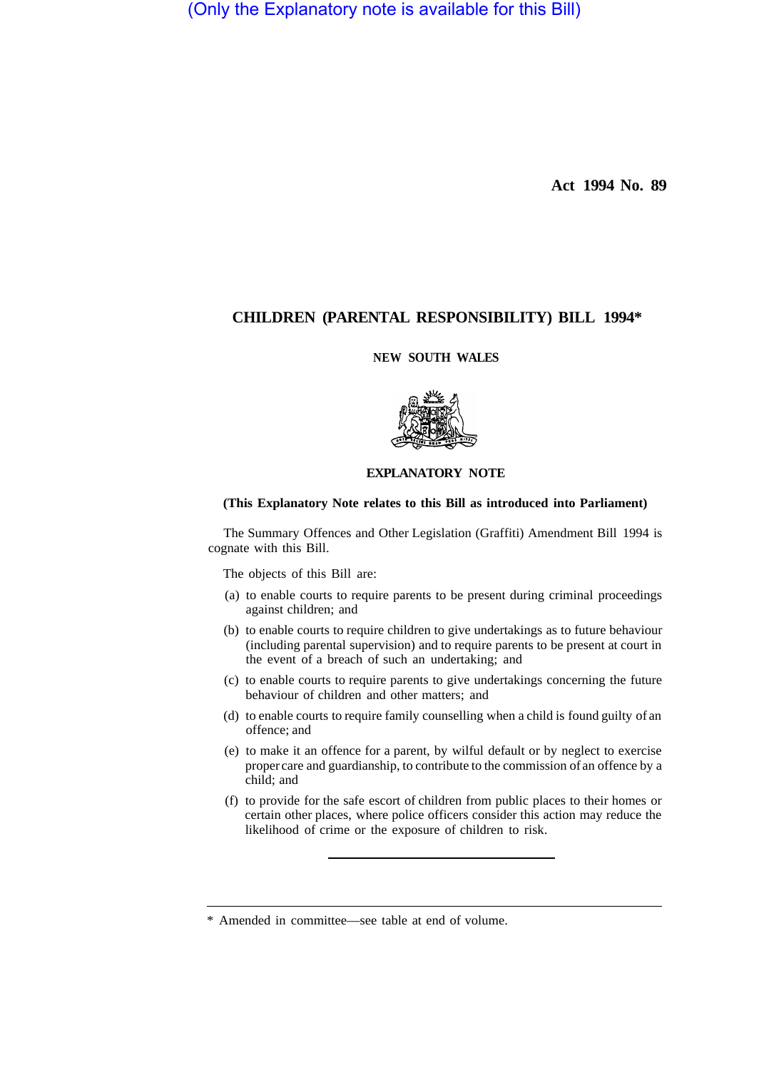(Only the Explanatory note is available for this Bill)

**Act 1994 No. 89**

# CHILDREN (PARENTAL RESPONSIBILITY) BILL 1994*

**NEW SOUTH WALES**

## EXPLANATORY NOTE

**(This Explanatory Note relates to this Bill as introduced into Parliament)**

The Summary Offences and Other Legislation (Graffiti) Amendment Bill 1994 is cognate with this Bill.

The objects of this Bill are:

(a) to enable courts to require parents to be present during criminal proceedings against children; and

(b) to enable courts to require children to give undertakings as to future behaviour (including parental supervision) and to require parents to be present at court in the event of a breach of such an undertaking; and

(c) to enable courts to require parents to give undertakings concerning the future behaviour of children and other matters; and

(d) to enable courts to require family counselling when a child is found guilty of an offence; and

(e) to make it an offence for a parent, by wilful default or by neglect to exercise proper care and guardianship, to contribute to the commission of an offence by a child; and

(f) to provide for the safe escort of children from public places to their homes or certain other places, where police officers consider this action may reduce the likelihood of crime or the exposure of children to risk.

---

* Amended in committee—see table at end of volume.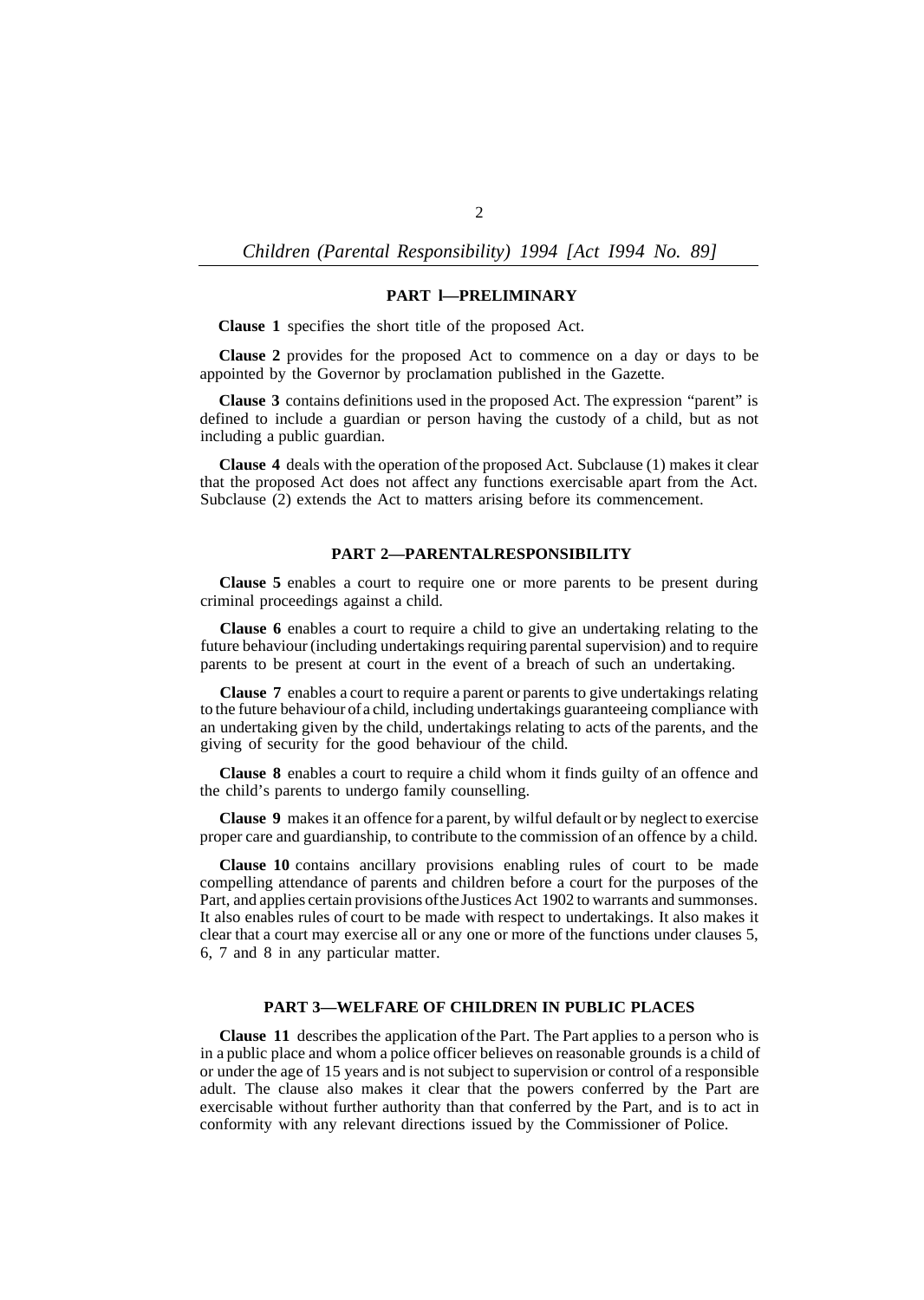## PART l—PRELIMINARY

**Clause 1** specifies the short title of the proposed Act.

**Clause 2** provides for the proposed Act to commence on a day or days to be appointed by the Governor by proclamation published in the Gazette.

**Clause 3** contains definitions used in the proposed Act. The expression "parent" is defined to include a guardian or person having the custody of a child, but as not including a public guardian.

**Clause 4** deals with the operation of the proposed Act. Subclause (1) makes it clear that the proposed Act does not affect any functions exercisable apart from the Act. Subclause (2) extends the Act to matters arising before its commencement.

## PART 2—PARENTALRESPONSIBILITY

**Clause 5** enables a court to require one or more parents to be present during criminal proceedings against a child.

**Clause 6** enables a court to require a child to give an undertaking relating to the future behaviour (including undertakings requiring parental supervision) and to require parents to be present at court in the event of a breach of such an undertaking.

**Clause 7** enables a court to require a parent or parents to give undertakings relating to the future behaviour of a child, including undertakings guaranteeing compliance with an undertaking given by the child, undertakings relating to acts of the parents, and the giving of security for the good behaviour of the child.

**Clause 8** enables a court to require a child whom it finds guilty of an offence and the child's parents to undergo family counselling.

**Clause 9** makes it an offence for a parent, by wilful default or by neglect to exercise proper care and guardianship, to contribute to the commission of an offence by a child.

**Clause 10** contains ancillary provisions enabling rules of court to be made compelling attendance of parents and children before a court for the purposes of the Part, and applies certain provisions of the Justices Act 1902 to warrants and summonses. It also enables rules of court to be made with respect to undertakings. It also makes it clear that a court may exercise all or any one or more of the functions under clauses 5, 6, 7 and 8 in any particular matter.

## PART 3—WELFARE OF CHILDREN IN PUBLIC PLACES

**Clause 11** describes the application of the Part. The Part applies to a person who is in a public place and whom a police officer believes on reasonable grounds is a child of or under the age of 15 years and is not subject to supervision or control of a responsible adult. The clause also makes it clear that the powers conferred by the Part are exercisable without further authority than that conferred by the Part, and is to act in conformity with any relevant directions issued by the Commissioner of Police.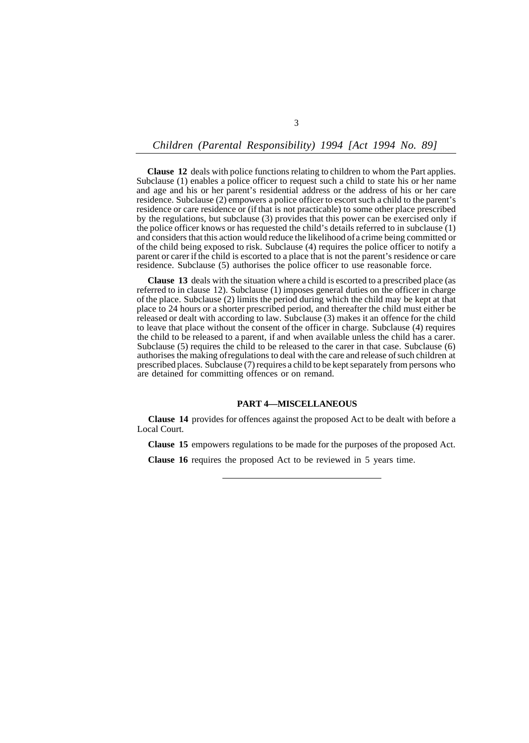**Clause 12** deals with police functions relating to children to whom the Part applies. Subclause (1) enables a police officer to request such a child to state his or her name and age and his or her parent's residential address or the address of his or her care residence. Subclause (2) empowers a police officer to escort such a child to the parent's residence or care residence or (if that is not practicable) to some other place prescribed by the regulations, but subclause (3) provides that this power can be exercised only if the police officer knows or has requested the child's details referred to in subclause (1) and considers that this action would reduce the likelihood of a crime being committed or of the child being exposed to risk. Subclause (4) requires the police officer to notify a parent or carer if the child is escorted to a place that is not the parent's residence or care residence. Subclause (5) authorises the police officer to use reasonable force.

**Clause 13** deals with the situation where a child is escorted to a prescribed place (as referred to in clause 12). Subclause (1) imposes general duties on the officer in charge of the place. Subclause (2) limits the period during which the child may be kept at that place to 24 hours or a shorter prescribed period, and thereafter the child must either be released or dealt with according to law. Subclause (3) makes it an offence for the child to leave that place without the consent of the officer in charge. Subclause (4) requires the child to be released to a parent, if and when available unless the child has a carer. Subclause (5) requires the child to be released to the carer in that case. Subclause (6) authorises the making of regulations to deal with the care and release of such children at prescribed places. Subclause (7) requires a child to be kept separately from persons who are detained for committing offences or on remand.

## PART 4—MISCELLANEOUS

**Clause 14** provides for offences against the proposed Act to be dealt with before a Local Court.

**Clause 15** empowers regulations to be made for the purposes of the proposed Act.

**Clause 16** requires the proposed Act to be reviewed in 5 years time.